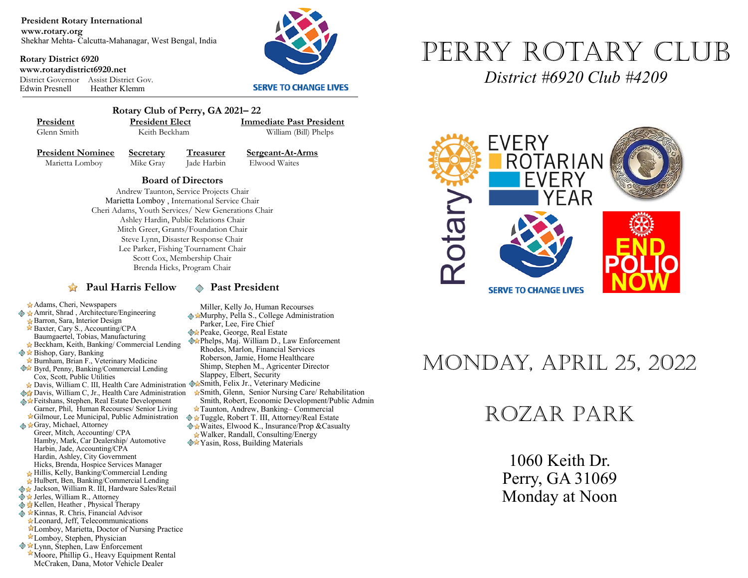**President Rotary International**
**www.rotary.org**
Shekhar Mehta- Calcutta-Mahanagar, West Bengal, India

**Rotary District 6920**
**www.rotarydistrict6920.net**
District Governor Edwin Presnell
Assist District Gov. Heather Klemm

SERVE TO CHANGE LIVES

## Rotary Club of Perry, GA 2021– 22

| President | President Elect | Immediate Past President |
|---|---|---|
| Glenn Smith | Keith Beckham | William (Bill) Phelps |

| President Nominee | Secretary | Treasurer | Sergeant-At-Arms |
|---|---|---|---|
| Marietta Lomboy | Mike Gray | Jade Harbin | Elwood Waites |

### Board of Directors

Andrew Taunton, Service Projects Chair
Marietta Lomboy , International Service Chair
Cheri Adams, Youth Services/ New Generations Chair
Ashley Hardin, Public Relations Chair
Mitch Greer, Grants/Foundation Chair
Steve Lynn, Disaster Response Chair
Lee Parker, Fishing Tournament Chair
Scott Cox, Membership Chair
Brenda Hicks, Program Chair

### ☆ Paul Harris Fellow ◈ Past President

- ☆ Adams, Cheri, Newspapers
- ◈ ☆ Amrit, Shrad , Architecture/Engineering
- ☆ Barron, Sara, Interior Design
- ☆ Baxter, Cary S., Accounting/CPA
- Baumgaertel, Tobias, Manufacturing
- ☆ Beckham, Keith, Banking/ Commercial Lending
- ◈ ☆ Bishop, Gary, Banking
- ☆ Burnham, Brian F., Veterinary Medicine
- ◈ ☆ Byrd, Penny, Banking/Commercial Lending
- Cox, Scott, Public Utilities
- ☆ Davis, William C. III, Health Care Administration
- ◈ ☆ Davis, William C, Jr., Health Care Administration
- ◈ ☆ Feitshans, Stephen, Real Estate Development
- Garner, Phil, Human Recourses/ Senior Living
- ☆ Gilmour, Lee Municipal, Public Administration
- ◈ ☆ Gray, Michael, Attorney
- Greer, Mitch, Accounting/ CPA
- Hamby, Mark, Car Dealership/ Automotive
- Harbin, Jade, Accounting/CPA
- Hardin, Ashley, City Government
- Hicks, Brenda, Hospice Services Manager
- ☆ Hillis, Kelly, Banking/Commercial Lending
- ☆ Hulbert, Ben, Banking/Commercial Lending
- ◈ ☆ Jackson, William R. III, Hardware Sales/Retail
- ◈ ☆ Jerles, William R., Attorney
- ◈ ☆ Kellen, Heather , Physical Therapy
- ◈ ☆ Kinnas, R. Chris, Financial Advisor
- ☆ Leonard, Jeff, Telecommunications
- ☆ Lomboy, Marietta, Doctor of Nursing Practice
- ☆ Lomboy, Stephen, Physician
- ◈ ☆ Lynn, Stephen, Law Enforcement
- ☆ Moore, Phillip G., Heavy Equipment Rental
- McCraken, Dana, Motor Vehicle Dealer
- Miller, Kelly Jo, Human Recourses
- ◈ ☆ Murphy, Pella S., College Administration
- Parker, Lee, Fire Chief
- ◈ ☆ Peake, George, Real Estate
- ◈ ☆ Phelps, Maj. William D., Law Enforcement
- Rhodes, Marlon, Financial Services
- Roberson, Jamie, Home Healthcare
- Shimp, Stephen M., Agricenter Director
- Slappey, Elbert, Security
- ◈ ☆ Smith, Felix Jr., Veterinary Medicine
- ☆ Smith, Glenn, Senior Nursing Care/ Rehabilitation
- Smith, Robert, Economic Development/Public Admin
- ☆ Taunton, Andrew, Banking– Commercial
- ◈ ☆ Tuggle, Robert T. III, Attorney/Real Estate
- ◈ ☆ Waites, Elwood K., Insurance/Prop &Casualty
- ☆ Walker, Randall, Consulting/Energy
- ◈ ☆ Yasin, Ross, Building Materials

# PERRY ROTARY CLUB

*District #6920 Club #4209*

Rotary
EVERY ROTARIAN EVERY YEAR
SERVE TO CHANGE LIVES
END POLIO NOW

# MONDAY, APRIL 25, 2022

# ROZAR PARK

1060 Keith Dr.
Perry, GA 31069
Monday at Noon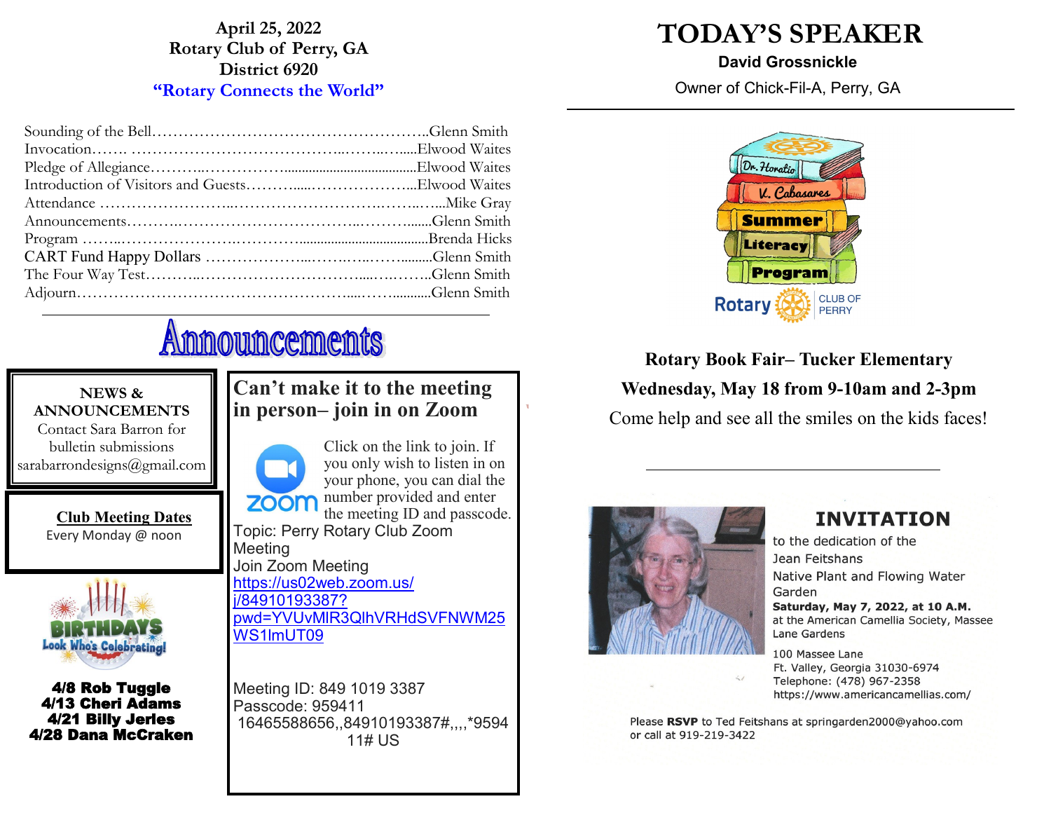April 25, 2022
Rotary Club of Perry, GA
District 6920
**"Rotary Connects the World"**

| | |
|---|---|
| Sounding of the Bell | Glenn Smith |
| Invocation | Elwood Waites |
| Pledge of Allegiance | Elwood Waites |
| Introduction of Visitors and Guests | Elwood Waites |
| Attendance | Mike Gray |
| Announcements | Glenn Smith |
| Program | Brenda Hicks |
| CART Fund Happy Dollars | Glenn Smith |
| The Four Way Test | Glenn Smith |
| Adjourn | Glenn Smith |

# Announcements

**NEWS & ANNOUNCEMENTS**
Contact Sara Barron for bulletin submissions
sarabarrondesigns@gmail.com

**Club Meeting Dates**
Every Monday @ noon

BIRTHDAYS
Look Who's Celebrating!

**4/8 Rob Tuggle**
**4/13 Cheri Adams**
**4/21 Billy Jerles**
**4/28 Dana McCraken**

## Can't make it to the meeting in person– join in on Zoom

zoom

Click on the link to join. If you only wish to listen in on your phone, you can dial the number provided and enter the meeting ID and passcode.

Topic: Perry Rotary Club Zoom Meeting
Join Zoom Meeting
https://us02web.zoom.us/j/84910193387?pwd=YVUvMlR3QlhVRHdSVFNWM25WS1lmUT09

Meeting ID: 849 1019 3387
Passcode: 959411
16465588656,,84910193387#,,,,*959411# US

# TODAY'S SPEAKER

**David Grossnickle**

Owner of Chick-Fil-A, Perry, GA

Dr. Horatio V. Cabasares Summer Literacy Program
Rotary CLUB OF PERRY

**Rotary Book Fair– Tucker Elementary**

**Wednesday, May 18 from 9-10am and 2-3pm**

Come help and see all the smiles on the kids faces!

## INVITATION

to the dedication of the
Jean Feitshans
Native Plant and Flowing Water Garden
**Saturday, May 7, 2022, at 10 A.M.**
at the American Camellia Society, Massee Lane Gardens

100 Massee Lane
Ft. Valley, Georgia 31030-6974
Telephone: (478) 967-2358
https://www.americancamellias.com/

Please **RSVP** to Ted Feitshans at springarden2000@yahoo.com or call at 919-219-3422